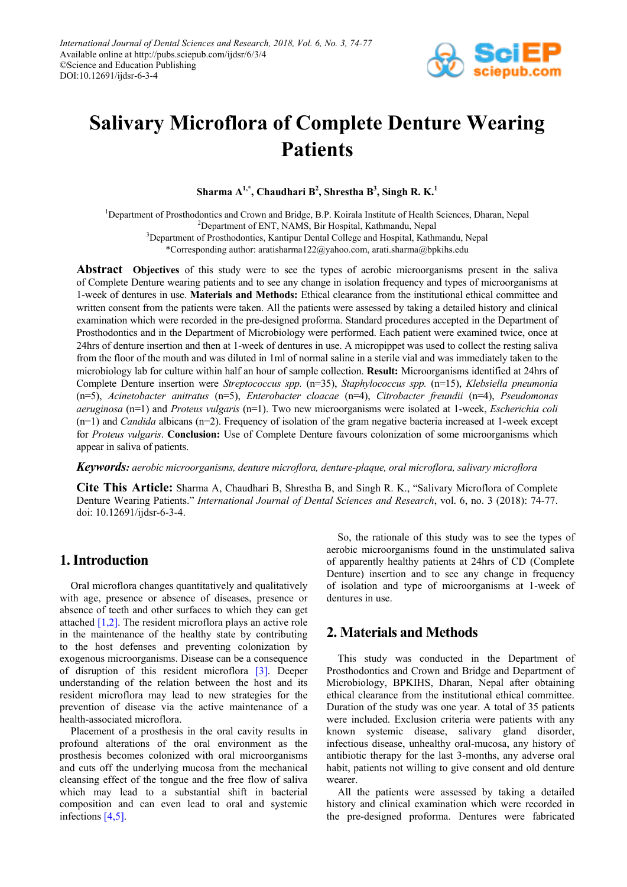# Salivary Microflora of Complete Denture Wearing Patients

**Sharma A[1,*], Chaudhari B[2], Shrestha B[3], Singh R. K.[1]**

[1]Department of Prosthodontics and Crown and Bridge, B.P. Koirala Institute of Health Sciences, Dharan, Nepal
[2]Department of ENT, NAMS, Bir Hospital, Kathmandu, Nepal
[3]Department of Prosthodontics, Kantipur Dental College and Hospital, Kathmandu, Nepal
*Corresponding author: aratisharma122@yahoo.com, arati.sharma@bpkihs.edu

**Abstract** **Objectives** of this study were to see the types of aerobic microorganisms present in the saliva of Complete Denture wearing patients and to see any change in isolation frequency and types of microorganisms at 1-week of dentures in use. **Materials and Methods:** Ethical clearance from the institutional ethical committee and written consent from the patients were taken. All the patients were assessed by taking a detailed history and clinical examination which were recorded in the pre-designed proforma. Standard procedures accepted in the Department of Prosthodontics and in the Department of Microbiology were performed. Each patient were examined twice, once at 24hrs of denture insertion and then at 1-week of dentures in use. A micropippet was used to collect the resting saliva from the floor of the mouth and was diluted in 1ml of normal saline in a sterile vial and was immediately taken to the microbiology lab for culture within half an hour of sample collection. **Result:** Microorganisms identified at 24hrs of Complete Denture insertion were *Streptococcus spp.* (n=35), *Staphylococcus spp.* (n=15), *Klebsiella pneumonia* (n=5), *Acinetobacter anitratus* (n=5), *Enterobacter cloacae* (n=4), *Citrobacter freundii* (n=4), *Pseudomonas aeruginosa* (n=1) and *Proteus vulgaris* (n=1). Two new microorganisms were isolated at 1-week, *Escherichia coli* (n=1) and *Candida* albicans (n=2). Frequency of isolation of the gram negative bacteria increased at 1-week except for *Proteus vulgaris*. **Conclusion:** Use of Complete Denture favours colonization of some microorganisms which appear in saliva of patients.

***Keywords:*** *aerobic microorganisms, denture microflora, denture-plaque, oral microflora, salivary microflora*

**Cite This Article:** Sharma A, Chaudhari B, Shrestha B, and Singh R. K., "Salivary Microflora of Complete Denture Wearing Patients." *International Journal of Dental Sciences and Research*, vol. 6, no. 3 (2018): 74-77. doi: 10.12691/ijdsr-6-3-4.

## 1. Introduction

Oral microflora changes quantitatively and qualitatively with age, presence or absence of diseases, presence or absence of teeth and other surfaces to which they can get attached [1,2]. The resident microflora plays an active role in the maintenance of the healthy state by contributing to the host defenses and preventing colonization by exogenous microorganisms. Disease can be a consequence of disruption of this resident microflora [3]. Deeper understanding of the relation between the host and its resident microflora may lead to new strategies for the prevention of disease via the active maintenance of a health-associated microflora.

Placement of a prosthesis in the oral cavity results in profound alterations of the oral environment as the prosthesis becomes colonized with oral microorganisms and cuts off the underlying mucosa from the mechanical cleansing effect of the tongue and the free flow of saliva which may lead to a substantial shift in bacterial composition and can even lead to oral and systemic infections [4,5].

So, the rationale of this study was to see the types of aerobic microorganisms found in the unstimulated saliva of apparently healthy patients at 24hrs of CD (Complete Denture) insertion and to see any change in frequency of isolation and type of microorganisms at 1-week of dentures in use.

## 2. Materials and Methods

This study was conducted in the Department of Prosthodontics and Crown and Bridge and Department of Microbiology, BPKIHS, Dharan, Nepal after obtaining ethical clearance from the institutional ethical committee. Duration of the study was one year. A total of 35 patients were included. Exclusion criteria were patients with any known systemic disease, salivary gland disorder, infectious disease, unhealthy oral-mucosa, any history of antibiotic therapy for the last 3-months, any adverse oral habit, patients not willing to give consent and old denture wearer.

All the patients were assessed by taking a detailed history and clinical examination which were recorded in the pre-designed proforma. Dentures were fabricated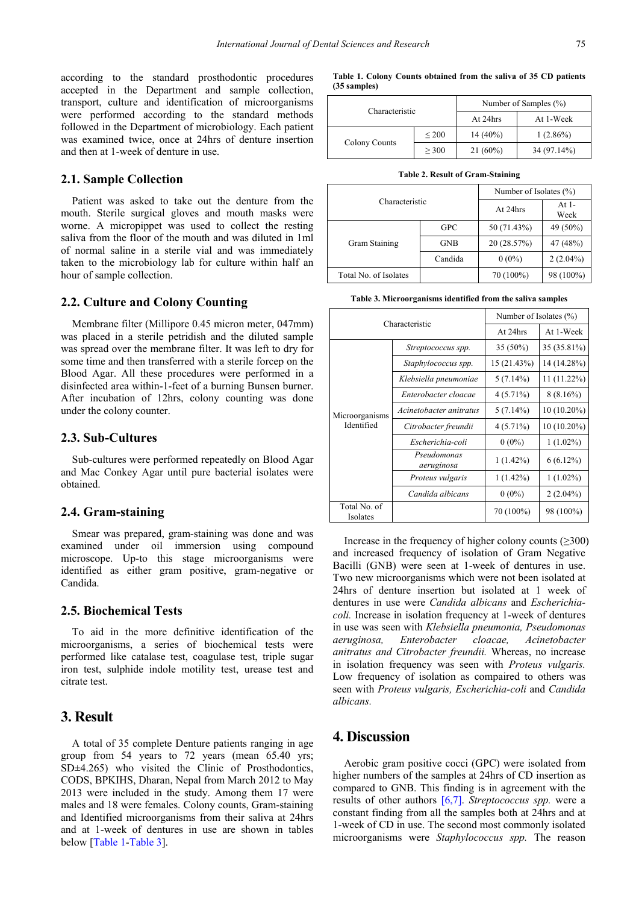according to the standard prosthodontic procedures accepted in the Department and sample collection, transport, culture and identification of microorganisms were performed according to the standard methods followed in the Department of microbiology. Each patient was examined twice, once at 24hrs of denture insertion and then at 1-week of denture in use.

## 2.1. Sample Collection

Patient was asked to take out the denture from the mouth. Sterile surgical gloves and mouth masks were worne. A micropippet was used to collect the resting saliva from the floor of the mouth and was diluted in 1ml of normal saline in a sterile vial and was immediately taken to the microbiology lab for culture within half an hour of sample collection.

## 2.2. Culture and Colony Counting

Membrane filter (Millipore 0.45 micron meter, 047mm) was placed in a sterile petridish and the diluted sample was spread over the membrane filter. It was left to dry for some time and then transferred with a sterile forcep on the Blood Agar. All these procedures were performed in a disinfected area within-1-feet of a burning Bunsen burner. After incubation of 12hrs, colony counting was done under the colony counter.

## 2.3. Sub-Cultures

Sub-cultures were performed repeatedly on Blood Agar and Mac Conkey Agar until pure bacterial isolates were obtained.

## 2.4. Gram-staining

Smear was prepared, gram-staining was done and was examined under oil immersion using compound microscope. Up-to this stage microorganisms were identified as either gram positive, gram-negative or Candida.

## 2.5. Biochemical Tests

To aid in the more definitive identification of the microorganisms, a series of biochemical tests were performed like catalase test, coagulase test, triple sugar iron test, sulphide indole motility test, urease test and citrate test.

# 3. Result

A total of 35 complete Denture patients ranging in age group from 54 years to 72 years (mean 65.40 yrs; SD±4.265) who visited the Clinic of Prosthodontics, CODS, BPKIHS, Dharan, Nepal from March 2012 to May 2013 were included in the study. Among them 17 were males and 18 were females. Colony counts, Gram-staining and Identified microorganisms from their saliva at 24hrs and at 1-week of dentures in use are shown in tables below [Table 1-Table 3].

**Table 1. Colony Counts obtained from the saliva of 35 CD patients (35 samples)**

| Characteristic | | Number of Samples (%) | |
|---|---|---|---|
| | | At 24hrs | At 1-Week |
| Colony Counts | ≤ 200 | 14 (40%) | 1 (2.86%) |
| | ≥ 300 | 21 (60%) | 34 (97.14%) |

**Table 2. Result of Gram-Staining**

| Characteristic | | Number of Isolates (%) | |
|---|---|---|---|
| | | At 24hrs | At 1-Week |
| Gram Staining | GPC | 50 (71.43%) | 49 (50%) |
| | GNB | 20 (28.57%) | 47 (48%) |
| | Candida | 0 (0%) | 2 (2.04%) |
| Total No. of Isolates | | 70 (100%) | 98 (100%) |

**Table 3. Microorganisms identified from the saliva samples**

| Characteristic | | Number of Isolates (%) | |
|---|---|---|---|
| | | At 24hrs | At 1-Week |
| Microorganisms Identified | *Streptococcus spp.* | 35 (50%) | 35 (35.81%) |
| | *Staphylococcus spp.* | 15 (21.43%) | 14 (14.28%) |
| | *Klebsiella pneumoniae* | 5 (7.14%) | 11 (11.22%) |
| | *Enterobacter cloacae* | 4 (5.71%) | 8 (8.16%) |
| | *Acinetobacter anitratus* | 5 (7.14%) | 10 (10.20%) |
| | *Citrobacter freundii* | 4 (5.71%) | 10 (10.20%) |
| | *Escherichia-coli* | 0 (0%) | 1 (1.02%) |
| | *Pseudomonas aeruginosa* | 1 (1.42%) | 6 (6.12%) |
| | *Proteus vulgaris* | 1 (1.42%) | 1 (1.02%) |
| | *Candida albicans* | 0 (0%) | 2 (2.04%) |
| Total No. of Isolates | | 70 (100%) | 98 (100%) |

Increase in the frequency of higher colony counts (≥300) and increased frequency of isolation of Gram Negative Bacilli (GNB) were seen at 1-week of dentures in use. Two new microorganisms which were not been isolated at 24hrs of denture insertion but isolated at 1 week of dentures in use were *Candida albicans* and *Escherichia-coli.* Increase in isolation frequency at 1-week of dentures in use was seen with *Klebsiella pneumonia, Pseudomonas aeruginosa, Enterobacter cloacae, Acinetobacter anitratus and Citrobacter freundii.* Whereas, no increase in isolation frequency was seen with *Proteus vulgaris.* Low frequency of isolation as compaired to others was seen with *Proteus vulgaris, Escherichia-coli* and *Candida albicans.*

# 4. Discussion

Aerobic gram positive cocci (GPC) were isolated from higher numbers of the samples at 24hrs of CD insertion as compared to GNB. This finding is in agreement with the results of other authors [6,7]. *Streptococcus spp.* were a constant finding from all the samples both at 24hrs and at 1-week of CD in use. The second most commonly isolated microorganisms were *Staphylococcus spp.* The reason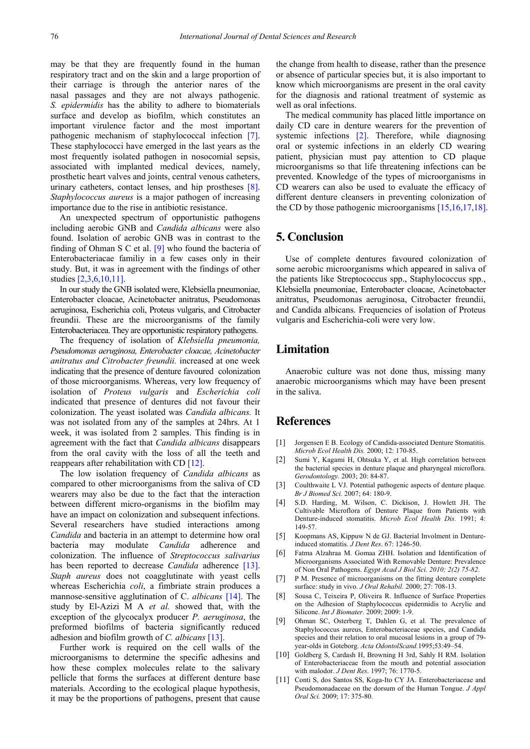may be that they are frequently found in the human respiratory tract and on the skin and a large proportion of their carriage is through the anterior nares of the nasal passages and they are not always pathogenic. *S. epidermidis* has the ability to adhere to biomaterials surface and develop as biofilm, which constitutes an important virulence factor and the most important pathogenic mechanism of staphylococcal infection [7]. These staphylococci have emerged in the last years as the most frequently isolated pathogen in nosocomial sepsis, associated with implanted medical devices, namely, prosthetic heart valves and joints, central venous catheters, urinary catheters, contact lenses, and hip prostheses [8]. *Staphylococcus aureus* is a major pathogen of increasing importance due to the rise in antibiotic resistance.

An unexpected spectrum of opportunistic pathogens including aerobic GNB and *Candida albicans* were also found. Isolation of aerobic GNB was in contrast to the finding of Ohman S C et al. [9] who found the bacteria of Enterobacteriacae familiy in a few cases only in their study. But, it was in agreement with the findings of other studies [2,3,6,10,11].

In our study the GNB isolated were, Klebsiella pneumoniae, Enterobacter cloacae, Acinetobacter anitratus, Pseudomonas aeruginosa, Escherichia coli, Proteus vulgaris, and Citrobacter freundii. These are the microorganisms of the family Enterobacteriacea. They are opportunistic respiratory pathogens.

The frequency of isolation of *Klebsiella pneumonia, Pseudomonas aeruginosa, Enterobacter cloacae, Acinetobacter anitratus and Citrobacter freundii.* increased at one week indicating that the presence of denture favoured colonization of those microorganisms. Whereas, very low frequency of isolation of *Proteus vulgaris* and *Escherichia coli* indicated that presence of dentures did not favour their colonization. The yeast isolated was *Candida albicans.* It was not isolated from any of the samples at 24hrs. At 1 week, it was isolated from 2 samples. This finding is in agreement with the fact that *Candida albicans* disappears from the oral cavity with the loss of all the teeth and reappears after rehabilitation with CD [12].

The low isolation frequency of *Candida albicans* as compared to other microorganisms from the saliva of CD wearers may also be due to the fact that the interaction between different micro-organisms in the biofilm may have an impact on colonization and subsequent infections. Several researchers have studied interactions among *Candida* and bacteria in an attempt to determine how oral bacteria may modulate *Candida* adherence and colonization. The influence of *Streptococcus salivarius* has been reported to decrease *Candida* adherence [13]. *Staph aureus* does not coagglutinate with yeast cells whereas Escherichia *coli*, a fimbriate strain produces a mannose-sensitive agglutination of C. *albicans* [14]. The study by El-Azizi M A *et al.* showed that, with the exception of the glycocalyx producer *P. aeruginosa*, the preformed biofilms of bacteria significantly reduced adhesion and biofilm growth of *C. albicans* [13].

Further work is required on the cell walls of the microorganisms to determine the specific adhesins and how these complex molecules relate to the salivary pellicle that forms the surfaces at different denture base materials. According to the ecological plaque hypothesis, it may be the proportions of pathogens, present that cause the change from health to disease, rather than the presence or absence of particular species but, it is also important to know which microorganisms are present in the oral cavity for the diagnosis and rational treatment of systemic as well as oral infections.

The medical community has placed little importance on daily CD care in denture wearers for the prevention of systemic infections [2]. Therefore, while diagnosing oral or systemic infections in an elderly CD wearing patient, physician must pay attention to CD plaque microorganisms so that life threatening infections can be prevented. Knowledge of the types of microorganisms in CD wearers can also be used to evaluate the efficacy of different denture cleansers in preventing colonization of the CD by those pathogenic microorganisms [15,16,17,18].

## 5. Conclusion

Use of complete dentures favoured colonization of some aerobic microorganisms which appeared in saliva of the patients like Streptococcus spp., Staphylococcus spp., Klebsiella pneumoniae, Enterobacter cloacae, Acinetobacter anitratus, Pseudomonas aeruginosa, Citrobacter freundii, and Candida albicans. Frequencies of isolation of Proteus vulgaris and Escherichia-coli were very low.

## Limitation

Anaerobic culture was not done thus, missing many anaerobic microorganisms which may have been present in the saliva.

## References

[1] Jorgensen E B. Ecology of Candida-associated Denture Stomatitis. *Microb Ecol Health Dis.* 2000; 12: 170-85.

[2] Sumi Y, Kagami H, Ohtsuka Y, et al. High correlation between the bacterial species in denture plaque and pharyngeal microflora. *Gerodontology.* 2003; 20: 84-87.

[3] Coulthwaite L VJ. Potential pathogenic aspects of denture plaque. *Br J Biomed Sci.* 2007; 64: 180-9.

[4] S.D. Harding, M. Wilson, C. Dickison, J. Howlett JH. The Cultivable Microflora of Denture Plaque from Patients with Denture-induced stomatitis. *Microb Ecol Health Dis.* 1991; 4: 149-57.

[5] Koopmans AS, Kippuw N de GJ. Bacterial Involment in Denture-induced stomatitis. *J Dent Res*. 67: 1246-50.

[6] Fatma Alzahraa M. Gomaa ZHH. Isolation and Identification of Microorganisms Associated With Removable Denture: Prevalence of Non Oral Pathogens. *Egypt Acad J Biol Sci. 2010; 2(2) 75-82*.

[7] P M. Presence of microorganisms on the fitting denture complete surface: study in vivo. *J Oral Rehabil.* 2000; 27: 708-13.

[8] Sousa C, Teixeira P, Oliveira R. Influence of Surface Properties on the Adhesion of Staphylococcus epidermidis to Acrylic and Silicone. *Int J Biomater.* 2009; 2009: 1-9.

[9] Ohman SC, Osterberg T, Dahlen G, et al. The prevalence of Staphylococcus aureus, Enterobacteriaceae species, and Candida species and their relation to oral mucosal lesions in a group of 79-year-olds in Goteborg. *Acta OdontolScand.*1995;53:49–54.

[10] Goldberg S, Cardash H, Browning H 3rd, Sahly H RM. Isolation of Enterobacteriaceae from the mouth and potential association with malodor. *J Dent Res.* 1997; 76: 1770-5.

[11] Conti S, dos Santos SS, Koga-Ito CY JA. Enterobacteriaceae and Pseudomonadaceae on the dorsum of the Human Tongue. *J Appl Oral Sci.* 2009; 17: 375-80.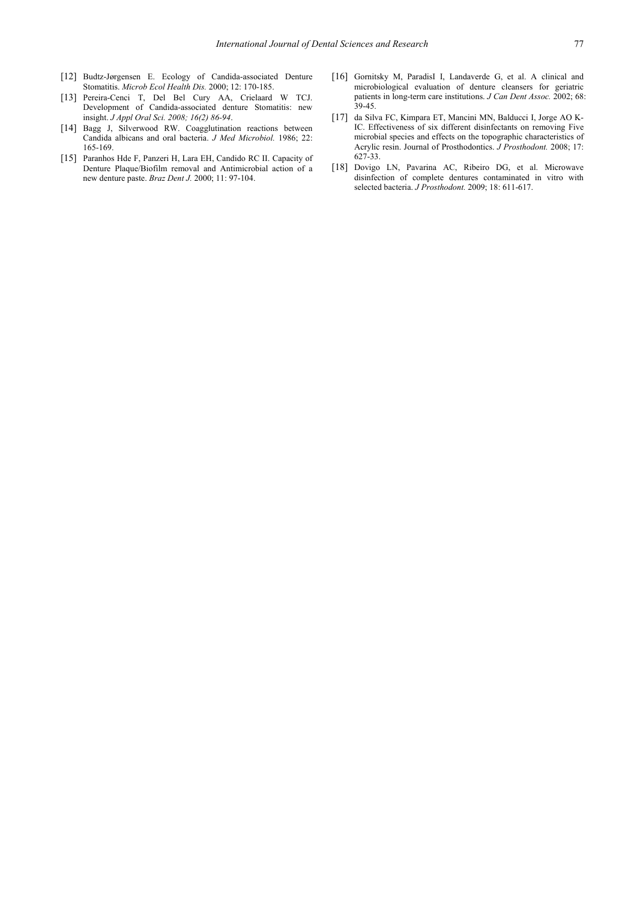[12] Budtz-Jørgensen E. Ecology of Candida-associated Denture Stomatitis. *Microb Ecol Health Dis.* 2000; 12: 170-185.

[13] Pereira-Cenci T, Del Bel Cury AA, Crielaard W TCJ. Development of Candida-associated denture Stomatitis: new insight. *J Appl Oral Sci. 2008; 16(2) 86-94*.

[14] Bagg J, Silverwood RW. Coagglutination reactions between Candida albicans and oral bacteria. *J Med Microbiol.* 1986; 22: 165-169.

[15] Paranhos Hde F, Panzeri H, Lara EH, Candido RC II. Capacity of Denture Plaque/Biofilm removal and Antimicrobial action of a new denture paste. *Braz Dent J.* 2000; 11: 97-104.

[16] Gornitsky M, ParadisI I, Landaverde G, et al. A clinical and microbiological evaluation of denture cleansers for geriatric patients in long-term care institutions. *J Can Dent Assoc.* 2002; 68: 39-45.

[17] da Silva FC, Kimpara ET, Mancini MN, Balducci I, Jorge AO K-IC. Effectiveness of six different disinfectants on removing Five microbial species and effects on the topographic characteristics of Acrylic resin. Journal of Prosthodontics. *J Prosthodont.* 2008; 17: 627-33.

[18] Dovigo LN, Pavarina AC, Ribeiro DG, et al. Microwave disinfection of complete dentures contaminated in vitro with selected bacteria. *J Prosthodont.* 2009; 18: 611-617.